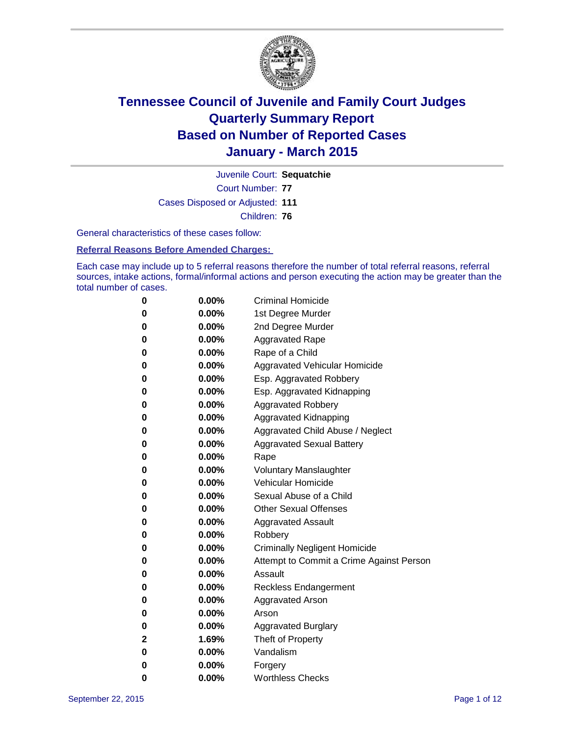# Tennessee Council of Juvenile and Family Court Judges
# Quarterly Summary Report
# Based on Number of Reported Cases
# January - March 2015

Juvenile Court: **Sequatchie**

Court Number: **77**

Cases Disposed or Adjusted: **111**

Children: **76**

General characteristics of these cases follow:

**Referral Reasons Before Amended Charges:**

Each case may include up to 5 referral reasons therefore the number of total referral reasons, referral sources, intake actions, formal/informal actions and person executing the action may be greater than the total number of cases.

| | | |
|---|---|---|
| **0** | **0.00%** | Criminal Homicide |
| **0** | **0.00%** | 1st Degree Murder |
| **0** | **0.00%** | 2nd Degree Murder |
| **0** | **0.00%** | Aggravated Rape |
| **0** | **0.00%** | Rape of a Child |
| **0** | **0.00%** | Aggravated Vehicular Homicide |
| **0** | **0.00%** | Esp. Aggravated Robbery |
| **0** | **0.00%** | Esp. Aggravated Kidnapping |
| **0** | **0.00%** | Aggravated Robbery |
| **0** | **0.00%** | Aggravated Kidnapping |
| **0** | **0.00%** | Aggravated Child Abuse / Neglect |
| **0** | **0.00%** | Aggravated Sexual Battery |
| **0** | **0.00%** | Rape |
| **0** | **0.00%** | Voluntary Manslaughter |
| **0** | **0.00%** | Vehicular Homicide |
| **0** | **0.00%** | Sexual Abuse of a Child |
| **0** | **0.00%** | Other Sexual Offenses |
| **0** | **0.00%** | Aggravated Assault |
| **0** | **0.00%** | Robbery |
| **0** | **0.00%** | Criminally Negligent Homicide |
| **0** | **0.00%** | Attempt to Commit a Crime Against Person |
| **0** | **0.00%** | Assault |
| **0** | **0.00%** | Reckless Endangerment |
| **0** | **0.00%** | Aggravated Arson |
| **0** | **0.00%** | Arson |
| **0** | **0.00%** | Aggravated Burglary |
| **2** | **1.69%** | Theft of Property |
| **0** | **0.00%** | Vandalism |
| **0** | **0.00%** | Forgery |
| **0** | **0.00%** | Worthless Checks |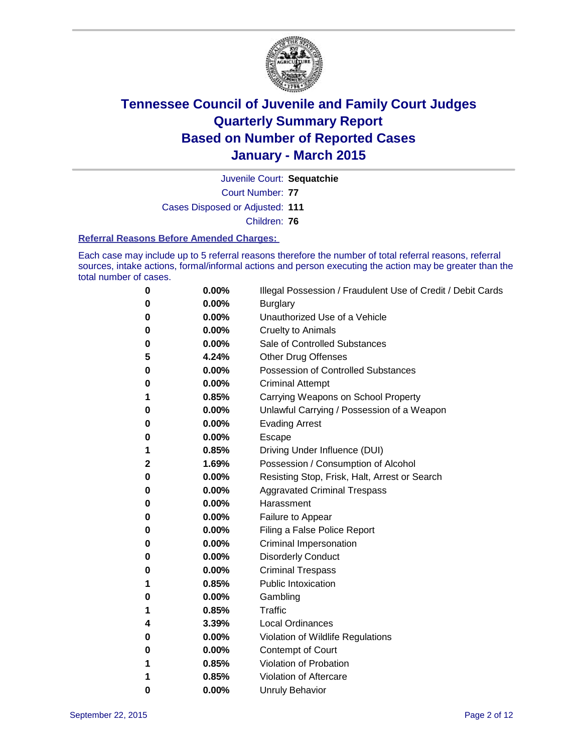# Tennessee Council of Juvenile and Family Court Judges
# Quarterly Summary Report
# Based on Number of Reported Cases
# January - March 2015

Juvenile Court: **Sequatchie**
Court Number: **77**
Cases Disposed or Adjusted: **111**
Children: **76**

### Referral Reasons Before Amended Charges:

Each case may include up to 5 referral reasons therefore the number of total referral reasons, referral sources, intake actions, formal/informal actions and person executing the action may be greater than the total number of cases.

| | | |
|---|---|---|
| **0** | **0.00%** | Illegal Possession / Fraudulent Use of Credit / Debit Cards |
| **0** | **0.00%** | Burglary |
| **0** | **0.00%** | Unauthorized Use of a Vehicle |
| **0** | **0.00%** | Cruelty to Animals |
| **0** | **0.00%** | Sale of Controlled Substances |
| **5** | **4.24%** | Other Drug Offenses |
| **0** | **0.00%** | Possession of Controlled Substances |
| **0** | **0.00%** | Criminal Attempt |
| **1** | **0.85%** | Carrying Weapons on School Property |
| **0** | **0.00%** | Unlawful Carrying / Possession of a Weapon |
| **0** | **0.00%** | Evading Arrest |
| **0** | **0.00%** | Escape |
| **1** | **0.85%** | Driving Under Influence (DUI) |
| **2** | **1.69%** | Possession / Consumption of Alcohol |
| **0** | **0.00%** | Resisting Stop, Frisk, Halt, Arrest or Search |
| **0** | **0.00%** | Aggravated Criminal Trespass |
| **0** | **0.00%** | Harassment |
| **0** | **0.00%** | Failure to Appear |
| **0** | **0.00%** | Filing a False Police Report |
| **0** | **0.00%** | Criminal Impersonation |
| **0** | **0.00%** | Disorderly Conduct |
| **0** | **0.00%** | Criminal Trespass |
| **1** | **0.85%** | Public Intoxication |
| **0** | **0.00%** | Gambling |
| **1** | **0.85%** | Traffic |
| **4** | **3.39%** | Local Ordinances |
| **0** | **0.00%** | Violation of Wildlife Regulations |
| **0** | **0.00%** | Contempt of Court |
| **1** | **0.85%** | Violation of Probation |
| **1** | **0.85%** | Violation of Aftercare |
| **0** | **0.00%** | Unruly Behavior |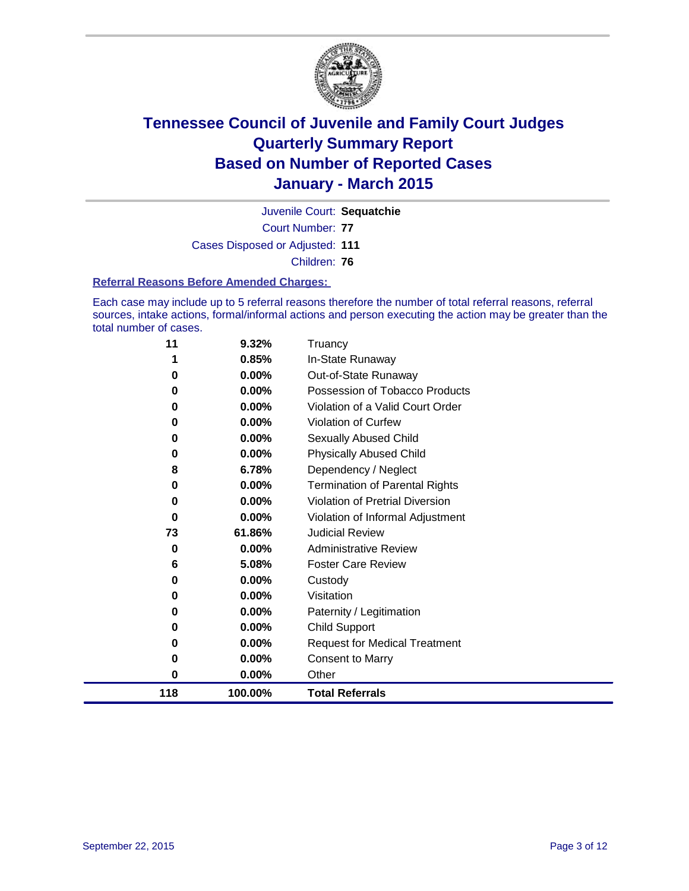# Tennessee Council of Juvenile and Family Court Judges
# Quarterly Summary Report
# Based on Number of Reported Cases
# January - March 2015

Juvenile Court: **Sequatchie**

Court Number: **77**

Cases Disposed or Adjusted: **111**

Children: **76**

**Referral Reasons Before Amended Charges:**

Each case may include up to 5 referral reasons therefore the number of total referral reasons, referral sources, intake actions, formal/informal actions and person executing the action may be greater than the total number of cases.

| | | |
|---|---|---|
| 11 | 9.32% | Truancy |
| 1 | 0.85% | In-State Runaway |
| 0 | 0.00% | Out-of-State Runaway |
| 0 | 0.00% | Possession of Tobacco Products |
| 0 | 0.00% | Violation of a Valid Court Order |
| 0 | 0.00% | Violation of Curfew |
| 0 | 0.00% | Sexually Abused Child |
| 0 | 0.00% | Physically Abused Child |
| 8 | 6.78% | Dependency / Neglect |
| 0 | 0.00% | Termination of Parental Rights |
| 0 | 0.00% | Violation of Pretrial Diversion |
| 0 | 0.00% | Violation of Informal Adjustment |
| 73 | 61.86% | Judicial Review |
| 0 | 0.00% | Administrative Review |
| 6 | 5.08% | Foster Care Review |
| 0 | 0.00% | Custody |
| 0 | 0.00% | Visitation |
| 0 | 0.00% | Paternity / Legitimation |
| 0 | 0.00% | Child Support |
| 0 | 0.00% | Request for Medical Treatment |
| 0 | 0.00% | Consent to Marry |
| 0 | 0.00% | Other |
| **118** | **100.00%** | **Total Referrals** |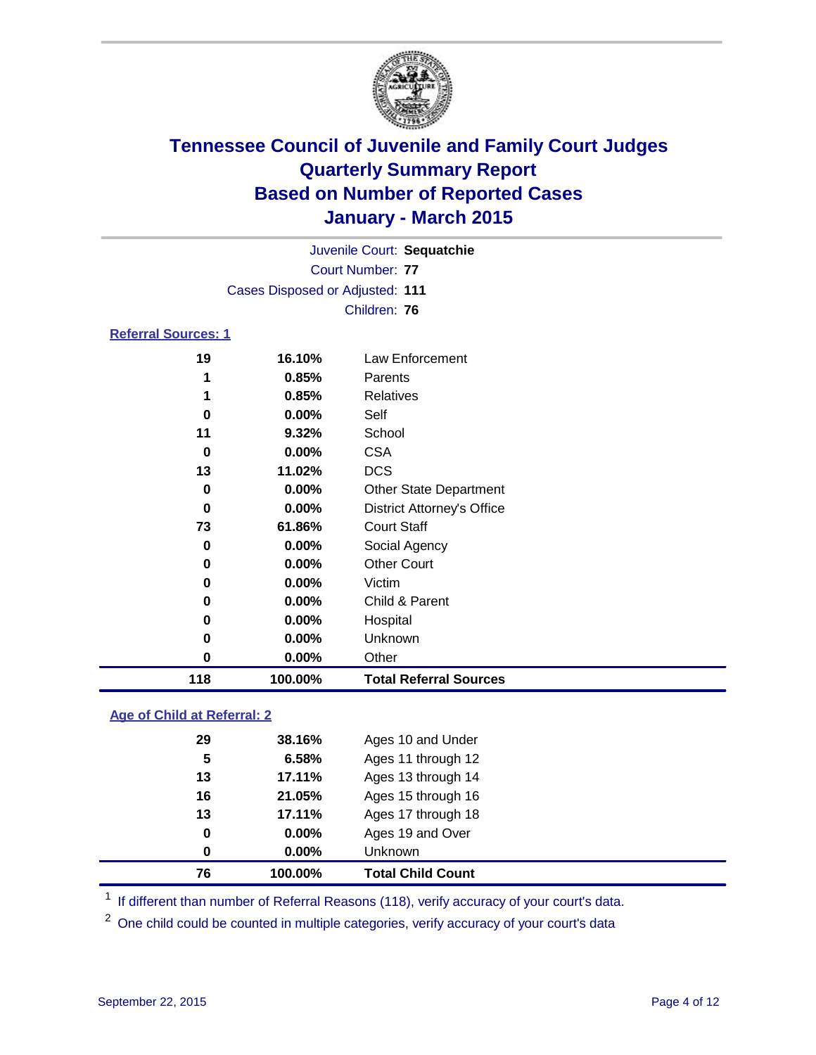# Tennessee Council of Juvenile and Family Court Judges
# Quarterly Summary Report
# Based on Number of Reported Cases
# January - March 2015

Juvenile Court: **Sequatchie**

Court Number: **77**

Cases Disposed or Adjusted: **111**

Children: **76**

## Referral Sources: 1

| | | |
|---|---|---|
| **19** | **16.10%** | Law Enforcement |
| **1** | **0.85%** | Parents |
| **1** | **0.85%** | Relatives |
| **0** | **0.00%** | Self |
| **11** | **9.32%** | School |
| **0** | **0.00%** | CSA |
| **13** | **11.02%** | DCS |
| **0** | **0.00%** | Other State Department |
| **0** | **0.00%** | District Attorney's Office |
| **73** | **61.86%** | Court Staff |
| **0** | **0.00%** | Social Agency |
| **0** | **0.00%** | Other Court |
| **0** | **0.00%** | Victim |
| **0** | **0.00%** | Child & Parent |
| **0** | **0.00%** | Hospital |
| **0** | **0.00%** | Unknown |
| **0** | **0.00%** | Other |
| **118** | **100.00%** | **Total Referral Sources** |

## Age of Child at Referral: 2

| | | |
|---|---|---|
| **29** | **38.16%** | Ages 10 and Under |
| **5** | **6.58%** | Ages 11 through 12 |
| **13** | **17.11%** | Ages 13 through 14 |
| **16** | **21.05%** | Ages 15 through 16 |
| **13** | **17.11%** | Ages 17 through 18 |
| **0** | **0.00%** | Ages 19 and Over |
| **0** | **0.00%** | Unknown |
| **76** | **100.00%** | **Total Child Count** |

[1] If different than number of Referral Reasons (118), verify accuracy of your court's data.

[2] One child could be counted in multiple categories, verify accuracy of your court's data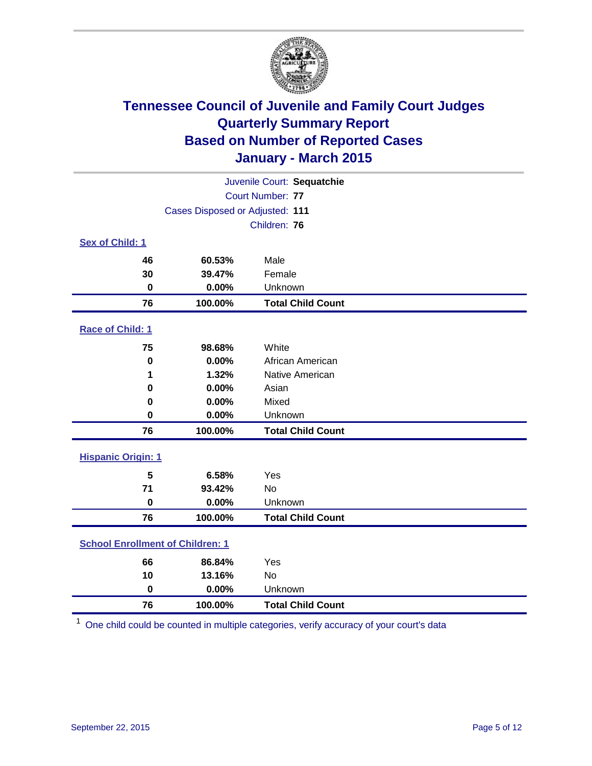# Tennessee Council of Juvenile and Family Court Judges
# Quarterly Summary Report
# Based on Number of Reported Cases
# January - March 2015

Juvenile Court: **Sequatchie**
Court Number: **77**
Cases Disposed or Adjusted: **111**
Children: **76**

## Sex of Child: 1

| | | |
|---|---|---|
| **46** | **60.53%** | Male |
| **30** | **39.47%** | Female |
| **0** | **0.00%** | Unknown |
| **76** | **100.00%** | **Total Child Count** |

## Race of Child: 1

| | | |
|---|---|---|
| **75** | **98.68%** | White |
| **0** | **0.00%** | African American |
| **1** | **1.32%** | Native American |
| **0** | **0.00%** | Asian |
| **0** | **0.00%** | Mixed |
| **0** | **0.00%** | Unknown |
| **76** | **100.00%** | **Total Child Count** |

## Hispanic Origin: 1

| | | |
|---|---|---|
| **5** | **6.58%** | Yes |
| **71** | **93.42%** | No |
| **0** | **0.00%** | Unknown |
| **76** | **100.00%** | **Total Child Count** |

## School Enrollment of Children: 1

| | | |
|---|---|---|
| **66** | **86.84%** | Yes |
| **10** | **13.16%** | No |
| **0** | **0.00%** | Unknown |
| **76** | **100.00%** | **Total Child Count** |

[1] One child could be counted in multiple categories, verify accuracy of your court's data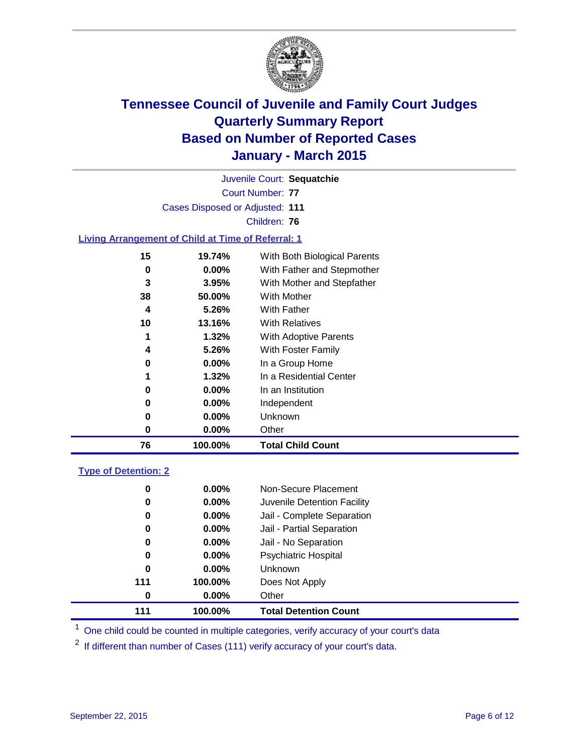# Tennessee Council of Juvenile and Family Court Judges
# Quarterly Summary Report
# Based on Number of Reported Cases
# January - March 2015

Juvenile Court: **Sequatchie**

Court Number: **77**

Cases Disposed or Adjusted: **111**

Children: **76**

### Living Arrangement of Child at Time of Referral: 1

| | | |
|---|---|---|
| 15 | 19.74% | With Both Biological Parents |
| 0 | 0.00% | With Father and Stepmother |
| 3 | 3.95% | With Mother and Stepfather |
| 38 | 50.00% | With Mother |
| 4 | 5.26% | With Father |
| 10 | 13.16% | With Relatives |
| 1 | 1.32% | With Adoptive Parents |
| 4 | 5.26% | With Foster Family |
| 0 | 0.00% | In a Group Home |
| 1 | 1.32% | In a Residential Center |
| 0 | 0.00% | In an Institution |
| 0 | 0.00% | Independent |
| 0 | 0.00% | Unknown |
| 0 | 0.00% | Other |
| **76** | **100.00%** | **Total Child Count** |

### Type of Detention: 2

| | | |
|---|---|---|
| 0 | 0.00% | Non-Secure Placement |
| 0 | 0.00% | Juvenile Detention Facility |
| 0 | 0.00% | Jail - Complete Separation |
| 0 | 0.00% | Jail - Partial Separation |
| 0 | 0.00% | Jail - No Separation |
| 0 | 0.00% | Psychiatric Hospital |
| 0 | 0.00% | Unknown |
| 111 | 100.00% | Does Not Apply |
| 0 | 0.00% | Other |
| **111** | **100.00%** | **Total Detention Count** |

[1] One child could be counted in multiple categories, verify accuracy of your court's data

[2] If different than number of Cases (111) verify accuracy of your court's data.

September 22, 2015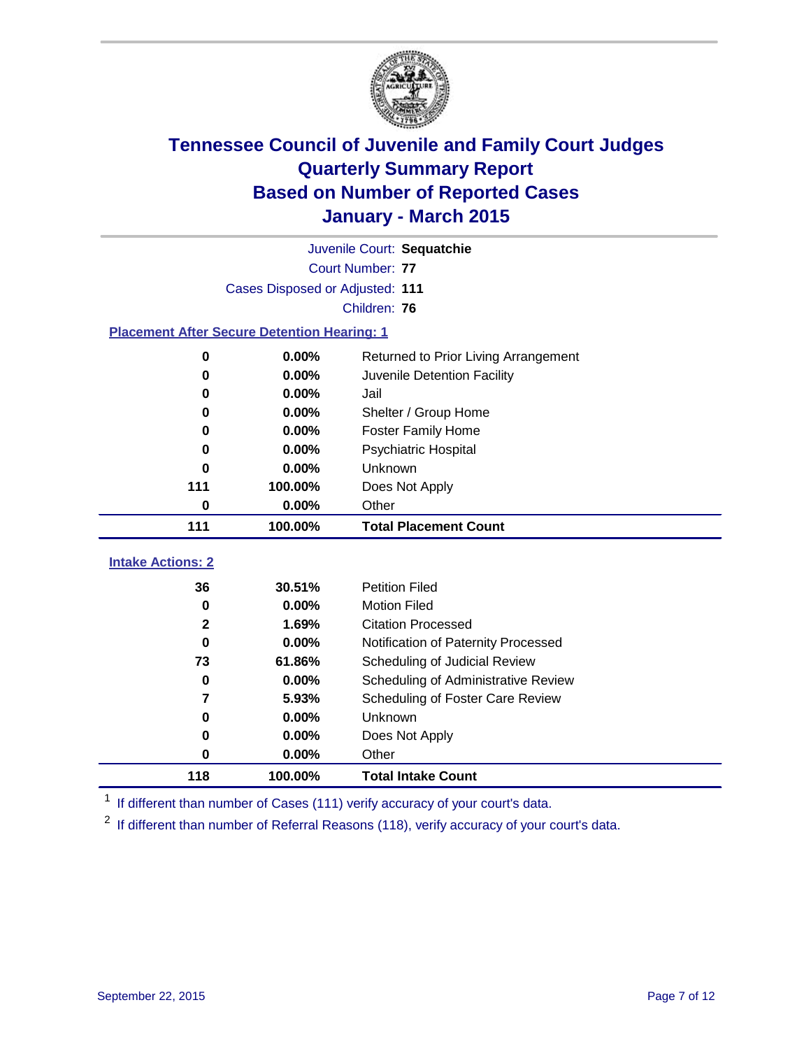# Tennessee Council of Juvenile and Family Court Judges
## Quarterly Summary Report
## Based on Number of Reported Cases
## January - March 2015

Juvenile Court: **Sequatchie**

Court Number: **77**

Cases Disposed or Adjusted: **111**

Children: **76**

### Placement After Secure Detention Hearing: 1

| | | |
|---|---|---|
| **0** | **0.00%** | Returned to Prior Living Arrangement |
| **0** | **0.00%** | Juvenile Detention Facility |
| **0** | **0.00%** | Jail |
| **0** | **0.00%** | Shelter / Group Home |
| **0** | **0.00%** | Foster Family Home |
| **0** | **0.00%** | Psychiatric Hospital |
| **0** | **0.00%** | Unknown |
| **111** | **100.00%** | Does Not Apply |
| **0** | **0.00%** | Other |
| **111** | **100.00%** | **Total Placement Count** |

### Intake Actions: 2

| | | |
|---|---|---|
| **36** | **30.51%** | Petition Filed |
| **0** | **0.00%** | Motion Filed |
| **2** | **1.69%** | Citation Processed |
| **0** | **0.00%** | Notification of Paternity Processed |
| **73** | **61.86%** | Scheduling of Judicial Review |
| **0** | **0.00%** | Scheduling of Administrative Review |
| **7** | **5.93%** | Scheduling of Foster Care Review |
| **0** | **0.00%** | Unknown |
| **0** | **0.00%** | Does Not Apply |
| **0** | **0.00%** | Other |
| **118** | **100.00%** | **Total Intake Count** |

[1] If different than number of Cases (111) verify accuracy of your court's data.

[2] If different than number of Referral Reasons (118), verify accuracy of your court's data.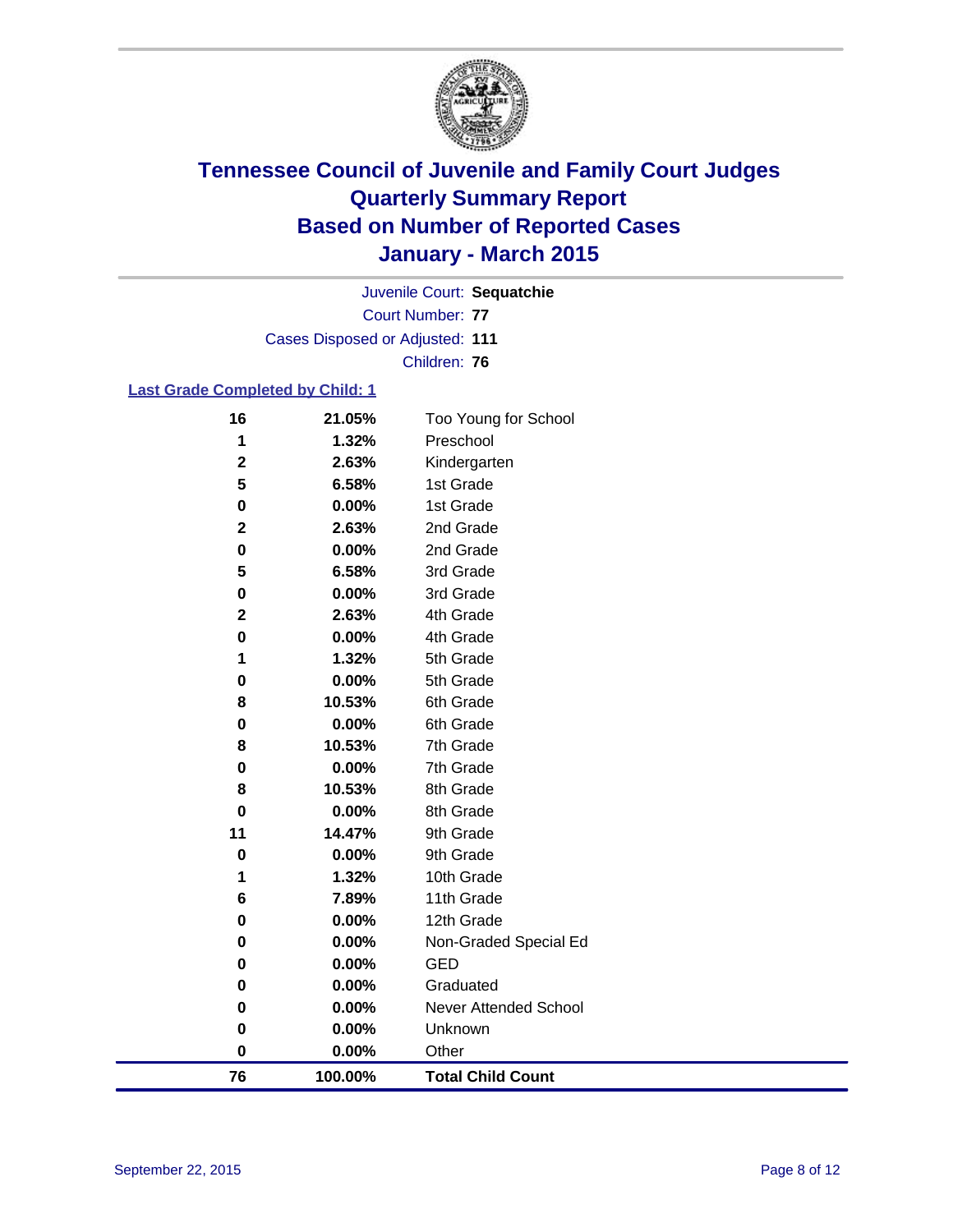# Tennessee Council of Juvenile and Family Court Judges
# Quarterly Summary Report
# Based on Number of Reported Cases
# January - March 2015

Juvenile Court: **Sequatchie**

Court Number: **77**

Cases Disposed or Adjusted: **111**

Children: **76**

**Last Grade Completed by Child: 1**

| | | |
|---|---|---|
| **16** | **21.05%** | Too Young for School |
| **1** | **1.32%** | Preschool |
| **2** | **2.63%** | Kindergarten |
| **5** | **6.58%** | 1st Grade |
| **0** | **0.00%** | 1st Grade |
| **2** | **2.63%** | 2nd Grade |
| **0** | **0.00%** | 2nd Grade |
| **5** | **6.58%** | 3rd Grade |
| **0** | **0.00%** | 3rd Grade |
| **2** | **2.63%** | 4th Grade |
| **0** | **0.00%** | 4th Grade |
| **1** | **1.32%** | 5th Grade |
| **0** | **0.00%** | 5th Grade |
| **8** | **10.53%** | 6th Grade |
| **0** | **0.00%** | 6th Grade |
| **8** | **10.53%** | 7th Grade |
| **0** | **0.00%** | 7th Grade |
| **8** | **10.53%** | 8th Grade |
| **0** | **0.00%** | 8th Grade |
| **11** | **14.47%** | 9th Grade |
| **0** | **0.00%** | 9th Grade |
| **1** | **1.32%** | 10th Grade |
| **6** | **7.89%** | 11th Grade |
| **0** | **0.00%** | 12th Grade |
| **0** | **0.00%** | Non-Graded Special Ed |
| **0** | **0.00%** | GED |
| **0** | **0.00%** | Graduated |
| **0** | **0.00%** | Never Attended School |
| **0** | **0.00%** | Unknown |
| **0** | **0.00%** | Other |
| **76** | **100.00%** | **Total Child Count** |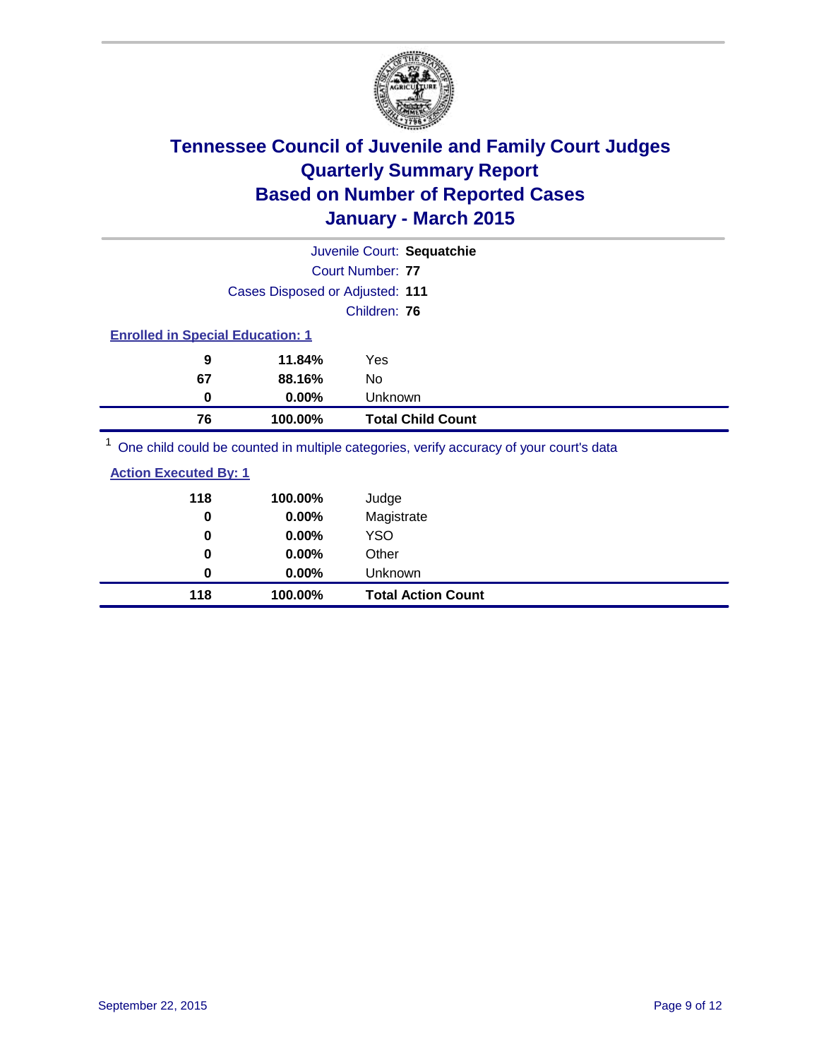# Tennessee Council of Juvenile and Family Court Judges
## Quarterly Summary Report
## Based on Number of Reported Cases
## January - March 2015

Juvenile Court: **Sequatchie**

Court Number: **77**

Cases Disposed or Adjusted: **111**

Children: **76**

**Enrolled in Special Education: 1**

| | | |
|---|---|---|
| **9** | **11.84%** | Yes |
| **67** | **88.16%** | No |
| **0** | **0.00%** | Unknown |
| **76** | **100.00%** | **Total Child Count** |

[1] One child could be counted in multiple categories, verify accuracy of your court's data

**Action Executed By: 1**

| | | |
|---|---|---|
| **118** | **100.00%** | Judge |
| **0** | **0.00%** | Magistrate |
| **0** | **0.00%** | YSO |
| **0** | **0.00%** | Other |
| **0** | **0.00%** | Unknown |
| **118** | **100.00%** | **Total Action Count** |

September 22, 2015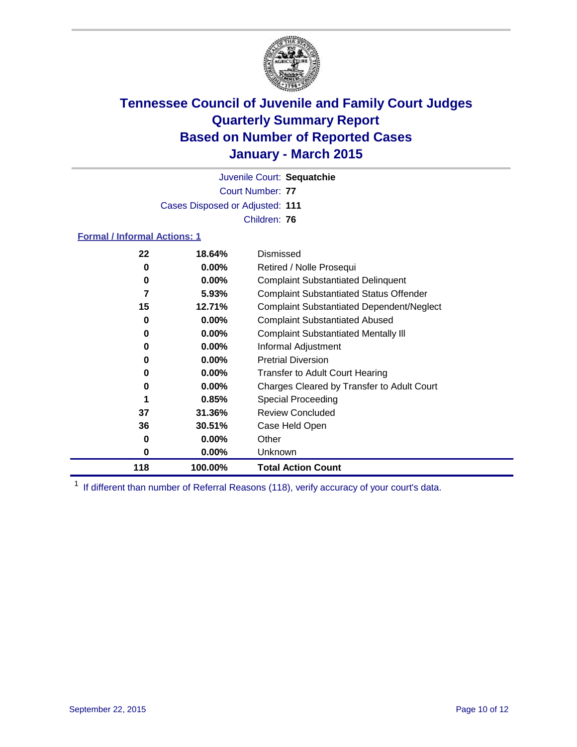# Tennessee Council of Juvenile and Family Court Judges
# Quarterly Summary Report
# Based on Number of Reported Cases
# January - March 2015

Juvenile Court: **Sequatchie**

Court Number: **77**

Cases Disposed or Adjusted: **111**

Children: **76**

### Formal / Informal Actions: 1

| | | |
|---|---|---|
| 22 | 18.64% | Dismissed |
| 0 | 0.00% | Retired / Nolle Prosequi |
| 0 | 0.00% | Complaint Substantiated Delinquent |
| 7 | 5.93% | Complaint Substantiated Status Offender |
| 15 | 12.71% | Complaint Substantiated Dependent/Neglect |
| 0 | 0.00% | Complaint Substantiated Abused |
| 0 | 0.00% | Complaint Substantiated Mentally Ill |
| 0 | 0.00% | Informal Adjustment |
| 0 | 0.00% | Pretrial Diversion |
| 0 | 0.00% | Transfer to Adult Court Hearing |
| 0 | 0.00% | Charges Cleared by Transfer to Adult Court |
| 1 | 0.85% | Special Proceeding |
| 37 | 31.36% | Review Concluded |
| 36 | 30.51% | Case Held Open |
| 0 | 0.00% | Other |
| 0 | 0.00% | Unknown |
| **118** | **100.00%** | **Total Action Count** |

[1] If different than number of Referral Reasons (118), verify accuracy of your court's data.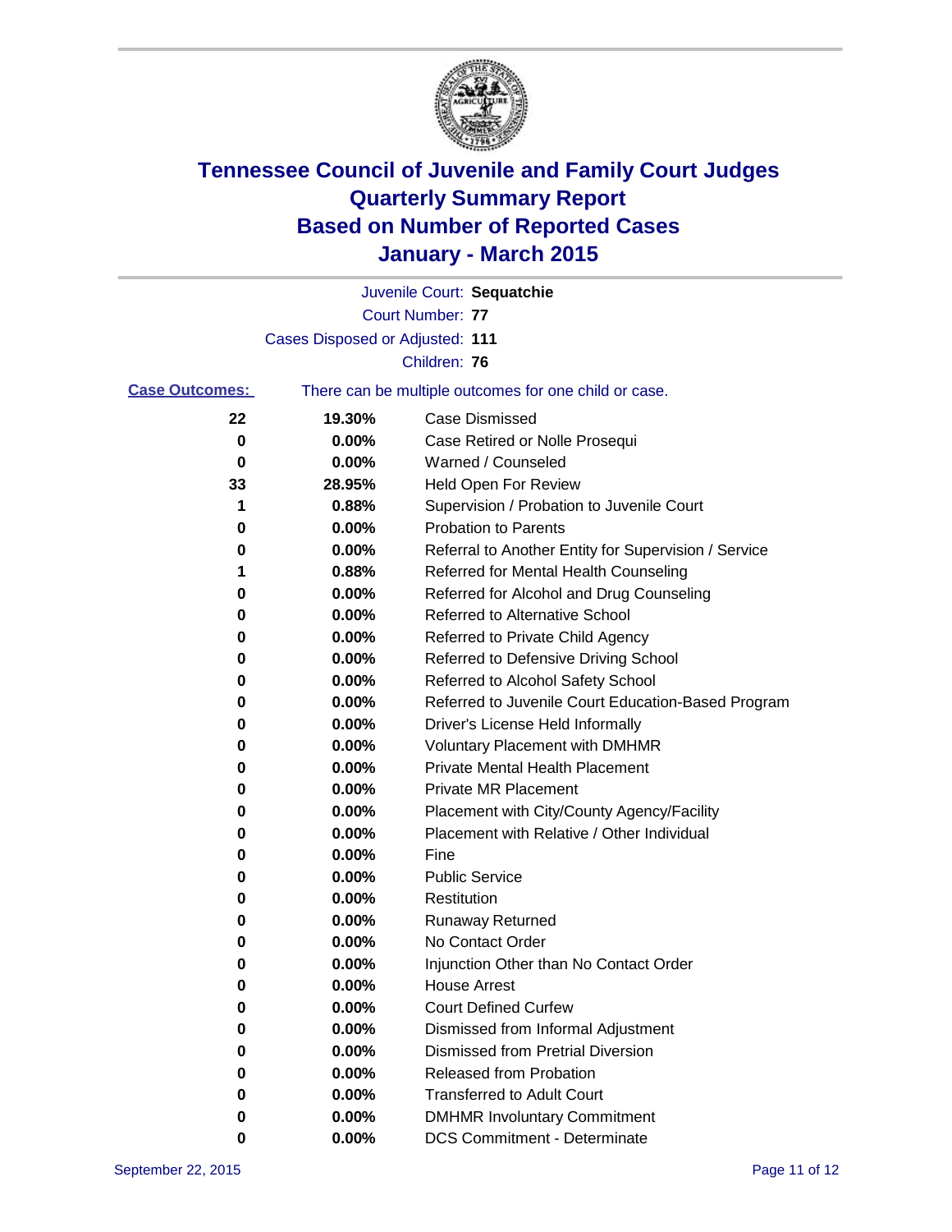# Tennessee Council of Juvenile and Family Court Judges
# Quarterly Summary Report
# Based on Number of Reported Cases
# January - March 2015

Juvenile Court: **Sequatchie**
Court Number: **77**
Cases Disposed or Adjusted: **111**
Children: **76**

**Case Outcomes:** There can be multiple outcomes for one child or case.

| | | |
|---|---|---|
| **22** | **19.30%** | Case Dismissed |
| **0** | **0.00%** | Case Retired or Nolle Prosequi |
| **0** | **0.00%** | Warned / Counseled |
| **33** | **28.95%** | Held Open For Review |
| **1** | **0.88%** | Supervision / Probation to Juvenile Court |
| **0** | **0.00%** | Probation to Parents |
| **0** | **0.00%** | Referral to Another Entity for Supervision / Service |
| **1** | **0.88%** | Referred for Mental Health Counseling |
| **0** | **0.00%** | Referred for Alcohol and Drug Counseling |
| **0** | **0.00%** | Referred to Alternative School |
| **0** | **0.00%** | Referred to Private Child Agency |
| **0** | **0.00%** | Referred to Defensive Driving School |
| **0** | **0.00%** | Referred to Alcohol Safety School |
| **0** | **0.00%** | Referred to Juvenile Court Education-Based Program |
| **0** | **0.00%** | Driver's License Held Informally |
| **0** | **0.00%** | Voluntary Placement with DMHMR |
| **0** | **0.00%** | Private Mental Health Placement |
| **0** | **0.00%** | Private MR Placement |
| **0** | **0.00%** | Placement with City/County Agency/Facility |
| **0** | **0.00%** | Placement with Relative / Other Individual |
| **0** | **0.00%** | Fine |
| **0** | **0.00%** | Public Service |
| **0** | **0.00%** | Restitution |
| **0** | **0.00%** | Runaway Returned |
| **0** | **0.00%** | No Contact Order |
| **0** | **0.00%** | Injunction Other than No Contact Order |
| **0** | **0.00%** | House Arrest |
| **0** | **0.00%** | Court Defined Curfew |
| **0** | **0.00%** | Dismissed from Informal Adjustment |
| **0** | **0.00%** | Dismissed from Pretrial Diversion |
| **0** | **0.00%** | Released from Probation |
| **0** | **0.00%** | Transferred to Adult Court |
| **0** | **0.00%** | DMHMR Involuntary Commitment |
| **0** | **0.00%** | DCS Commitment - Determinate |

September 22, 2015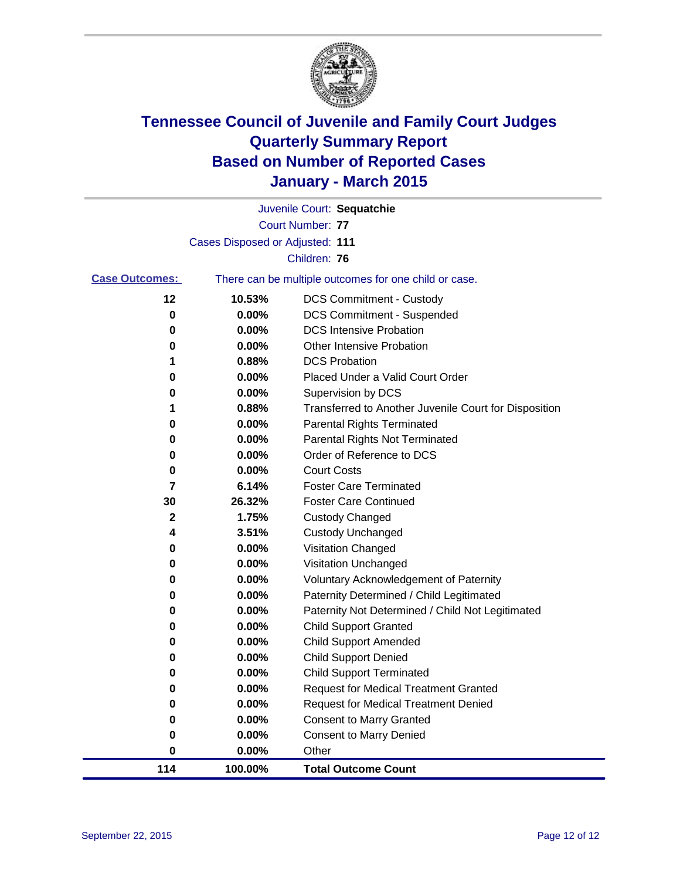# Tennessee Council of Juvenile and Family Court Judges
# Quarterly Summary Report
# Based on Number of Reported Cases
# January - March 2015

Juvenile Court: **Sequatchie**

Court Number: **77**

Cases Disposed or Adjusted: **111**

Children: **76**

**Case Outcomes:** There can be multiple outcomes for one child or case.

| | | |
|---|---|---|
| 12 | 10.53% | DCS Commitment - Custody |
| 0 | 0.00% | DCS Commitment - Suspended |
| 0 | 0.00% | DCS Intensive Probation |
| 0 | 0.00% | Other Intensive Probation |
| 1 | 0.88% | DCS Probation |
| 0 | 0.00% | Placed Under a Valid Court Order |
| 0 | 0.00% | Supervision by DCS |
| 1 | 0.88% | Transferred to Another Juvenile Court for Disposition |
| 0 | 0.00% | Parental Rights Terminated |
| 0 | 0.00% | Parental Rights Not Terminated |
| 0 | 0.00% | Order of Reference to DCS |
| 0 | 0.00% | Court Costs |
| 7 | 6.14% | Foster Care Terminated |
| 30 | 26.32% | Foster Care Continued |
| 2 | 1.75% | Custody Changed |
| 4 | 3.51% | Custody Unchanged |
| 0 | 0.00% | Visitation Changed |
| 0 | 0.00% | Visitation Unchanged |
| 0 | 0.00% | Voluntary Acknowledgement of Paternity |
| 0 | 0.00% | Paternity Determined / Child Legitimated |
| 0 | 0.00% | Paternity Not Determined / Child Not Legitimated |
| 0 | 0.00% | Child Support Granted |
| 0 | 0.00% | Child Support Amended |
| 0 | 0.00% | Child Support Denied |
| 0 | 0.00% | Child Support Terminated |
| 0 | 0.00% | Request for Medical Treatment Granted |
| 0 | 0.00% | Request for Medical Treatment Denied |
| 0 | 0.00% | Consent to Marry Granted |
| 0 | 0.00% | Consent to Marry Denied |
| 0 | 0.00% | Other |
| **114** | **100.00%** | **Total Outcome Count** |

September 22, 2015